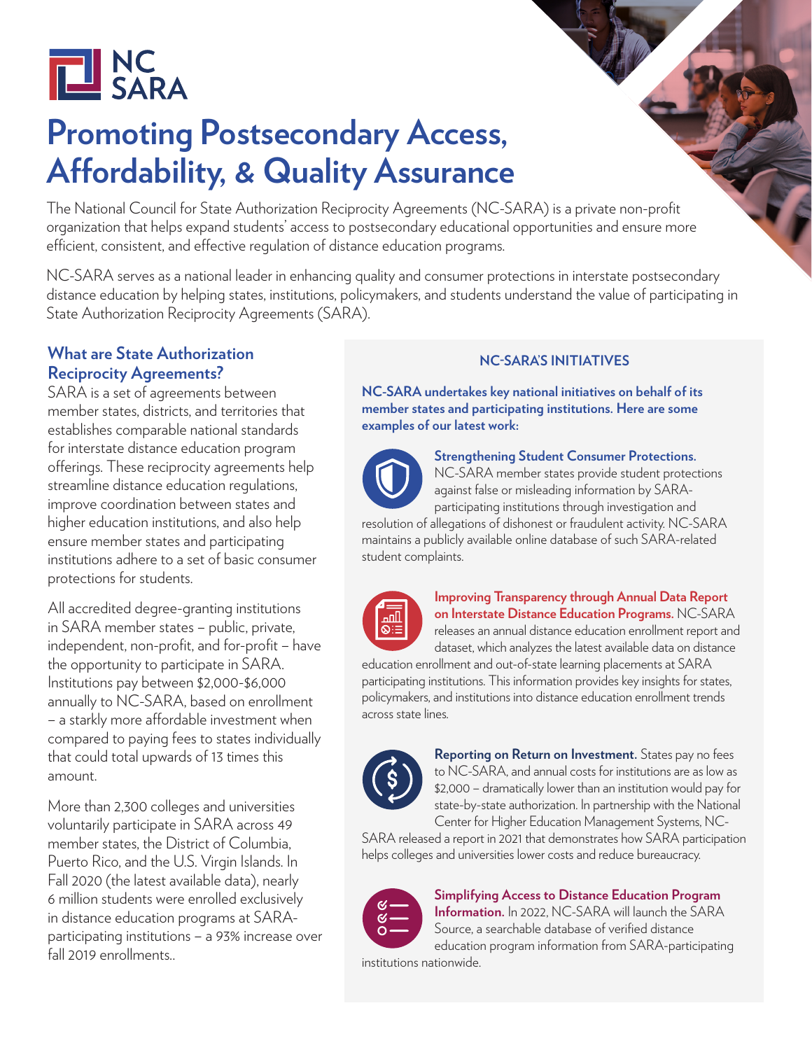# Promoting Postsecondary Access, Affordability, & Quality Assurance

The National Council for State Authorization Reciprocity Agreements (NC-SARA) is a private non-profit organization that helps expand students' access to postsecondary educational opportunities and ensure more efficient, consistent, and effective regulation of distance education programs.

NC-SARA serves as a national leader in enhancing quality and consumer protections in interstate postsecondary distance education by helping states, institutions, policymakers, and students understand the value of participating in State Authorization Reciprocity Agreements (SARA).

## What are State Authorization Reciprocity Agreements?

SARA is a set of agreements between member states, districts, and territories that establishes comparable national standards for interstate distance education program offerings. These reciprocity agreements help streamline distance education regulations, improve coordination between states and higher education institutions, and also help ensure member states and participating institutions adhere to a set of basic consumer protections for students.

All accredited degree-granting institutions in SARA member states – public, private, independent, non-profit, and for-profit – have the opportunity to participate in SARA. Institutions pay between $2,000-$6,000 annually to NC-SARA, based on enrollment – a starkly more affordable investment when compared to paying fees to states individually that could total upwards of 13 times this amount.

More than 2,300 colleges and universities voluntarily participate in SARA across 49 member states, the District of Columbia, Puerto Rico, and the U.S. Virgin Islands. In Fall 2020 (the latest available data), nearly 6 million students were enrolled exclusively in distance education programs at SARA-participating institutions – a 93% increase over fall 2019 enrollments..

## NC-SARA'S INITIATIVES

**NC-SARA undertakes key national initiatives on behalf of its member states and participating institutions. Here are some examples of our latest work:**

**Strengthening Student Consumer Protections.** NC-SARA member states provide student protections against false or misleading information by SARA-participating institutions through investigation and resolution of allegations of dishonest or fraudulent activity. NC-SARA maintains a publicly available online database of such SARA-related student complaints.

**Improving Transparency through Annual Data Report on Interstate Distance Education Programs.** NC-SARA releases an annual distance education enrollment report and dataset, which analyzes the latest available data on distance education enrollment and out-of-state learning placements at SARA participating institutions. This information provides key insights for states, policymakers, and institutions into distance education enrollment trends across state lines.

**Reporting on Return on Investment.** States pay no fees to NC-SARA, and annual costs for institutions are as low as $2,000 – dramatically lower than an institution would pay for state-by-state authorization. In partnership with the National Center for Higher Education Management Systems, NC-SARA released a report in 2021 that demonstrates how SARA participation helps colleges and universities lower costs and reduce bureaucracy.

**Simplifying Access to Distance Education Program Information.** In 2022, NC-SARA will launch the SARA Source, a searchable database of verified distance education program information from SARA-participating institutions nationwide.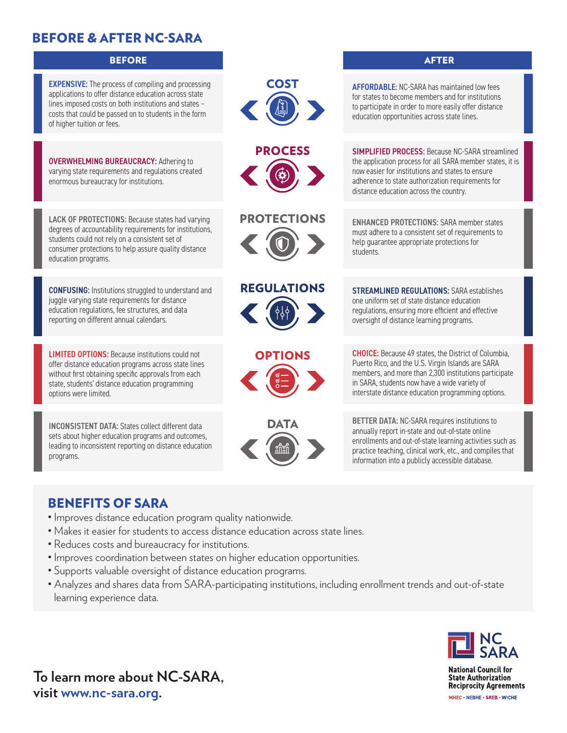# BEFORE & AFTER NC-SARA

| BEFORE | | AFTER |
|---|---|---|
| **EXPENSIVE:** The process of compiling and processing applications to offer distance education across state lines imposed costs on both institutions and states – costs that could be passed on to students in the form of higher tuition or fees. | **COST** | **AFFORDABLE:** NC-SARA has maintained low fees for states to become members and for institutions to participate in order to more easily offer distance education opportunities across state lines. |
| **OVERWHELMING BUREAUCRACY:** Adhering to varying state requirements and regulations created enormous bureaucracy for institutions. | **PROCESS** | **SIMPLIFIED PROCESS:** Because NC-SARA streamlined the application process for all SARA member states, it is now easier for institutions and states to ensure adherence to state authorization requirements for distance education across the country. |
| **LACK OF PROTECTIONS:** Because states had varying degrees of accountability requirements for institutions, students could not rely on a consistent set of consumer protections to help assure quality distance education programs. | **PROTECTIONS** | **ENHANCED PROTECTIONS:** SARA member states must adhere to a consistent set of requirements to help guarantee appropriate protections for students. |
| **CONFUSING:** Institutions struggled to understand and juggle varying state requirements for distance education regulations, fee structures, and data reporting on different annual calendars. | **REGULATIONS** | **STREAMLINED REGULATIONS:** SARA establishes one uniform set of state distance education regulations, ensuring more efficient and effective oversight of distance learning programs. |
| **LIMITED OPTIONS:** Because institutions could not offer distance education programs across state lines without first obtaining specific approvals from each state, students' distance education programming options were limited. | **OPTIONS** | **CHOICE:** Because 49 states, the District of Columbia, Puerto Rico, and the U.S. Virgin Islands are SARA members, and more than 2,300 institutions participate in SARA, students now have a wide variety of interstate distance education programming options. |
| **INCONSISTENT DATA:** States collect different data sets about higher education programs and outcomes, leading to inconsistent reporting on distance education programs. | **DATA** | **BETTER DATA:** NC-SARA requires institutions to annually report in-state and out-of-state online enrollments and out-of-state learning activities such as practice teaching, clinical work, etc., and compiles that information into a publicly accessible database. |

## BENEFITS OF SARA

- Improves distance education program quality nationwide.
- Makes it easier for students to access distance education across state lines.
- Reduces costs and bureaucracy for institutions.
- Improves coordination between states on higher education opportunities.
- Supports valuable oversight of distance education programs.
- Analyzes and shares data from SARA-participating institutions, including enrollment trends and out-of-state learning experience data.

**To learn more about NC-SARA, visit www.nc-sara.org.**

NC SARA

National Council for State Authorization Reciprocity Agreements

MHEC • NEBHE • SREB • WICHE